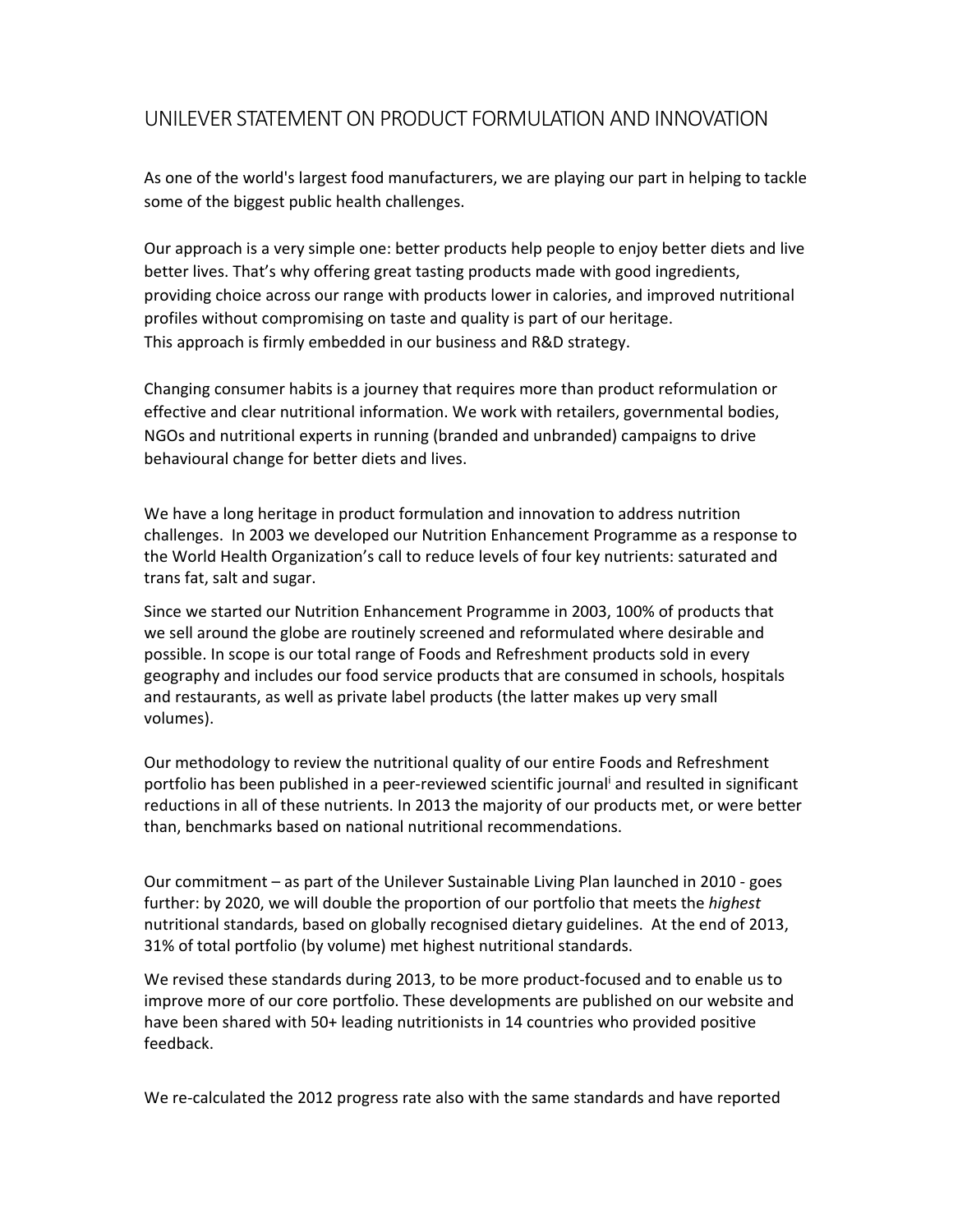# UNILEVER STATEMENT ON PRODUCT FORMULATION AND INNOVATION

As one of the world's largest food manufacturers, we are playing our part in helping to tackle some of the biggest public health challenges.

Our approach is a very simple one: better products help people to enjoy better diets and live better lives. That's why offering great tasting products made with good ingredients, providing choice across our range with products lower in calories, and improved nutritional profiles without compromising on taste and quality is part of our heritage.
This approach is firmly embedded in our business and R&D strategy.

Changing consumer habits is a journey that requires more than product reformulation or effective and clear nutritional information. We work with retailers, governmental bodies, NGOs and nutritional experts in running (branded and unbranded) campaigns to drive behavioural change for better diets and lives.

We have a long heritage in product formulation and innovation to address nutrition challenges. In 2003 we developed our Nutrition Enhancement Programme as a response to the World Health Organization's call to reduce levels of four key nutrients: saturated and trans fat, salt and sugar.

Since we started our Nutrition Enhancement Programme in 2003, 100% of products that we sell around the globe are routinely screened and reformulated where desirable and possible. In scope is our total range of Foods and Refreshment products sold in every geography and includes our food service products that are consumed in schools, hospitals and restaurants, as well as private label products (the latter makes up very small volumes).

Our methodology to review the nutritional quality of our entire Foods and Refreshment portfolio has been published in a peer-reviewed scientific journal[i] and resulted in significant reductions in all of these nutrients. In 2013 the majority of our products met, or were better than, benchmarks based on national nutritional recommendations.

Our commitment – as part of the Unilever Sustainable Living Plan launched in 2010 - goes further: by 2020, we will double the proportion of our portfolio that meets the *highest* nutritional standards, based on globally recognised dietary guidelines. At the end of 2013, 31% of total portfolio (by volume) met highest nutritional standards.

We revised these standards during 2013, to be more product-focused and to enable us to improve more of our core portfolio. These developments are published on our website and have been shared with 50+ leading nutritionists in 14 countries who provided positive feedback.

We re-calculated the 2012 progress rate also with the same standards and have reported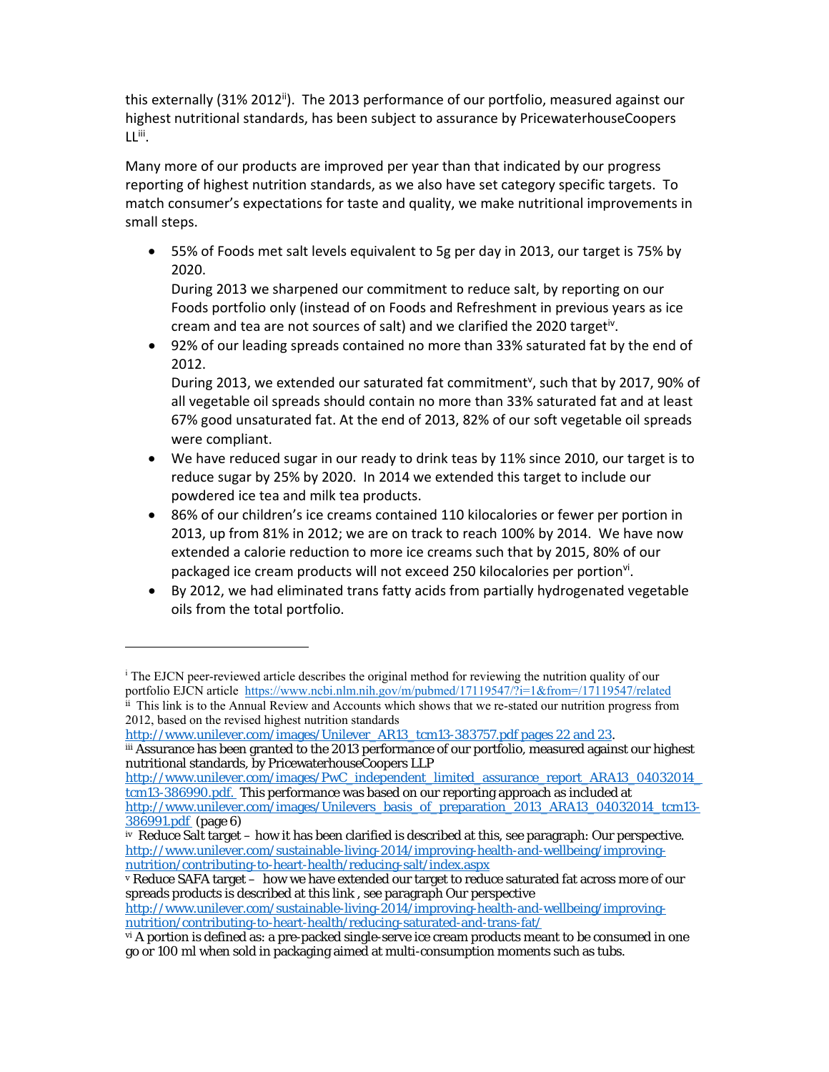this externally (31% 2012[ii]). The 2013 performance of our portfolio, measured against our highest nutritional standards, has been subject to assurance by PricewaterhouseCoopers LL[iii].

Many more of our products are improved per year than that indicated by our progress reporting of highest nutrition standards, as we also have set category specific targets. To match consumer's expectations for taste and quality, we make nutritional improvements in small steps.

- 55% of Foods met salt levels equivalent to 5g per day in 2013, our target is 75% by 2020.
  During 2013 we sharpened our commitment to reduce salt, by reporting on our Foods portfolio only (instead of on Foods and Refreshment in previous years as ice cream and tea are not sources of salt) and we clarified the 2020 target[iv].
- 92% of our leading spreads contained no more than 33% saturated fat by the end of 2012.
  During 2013, we extended our saturated fat commitment[v], such that by 2017, 90% of all vegetable oil spreads should contain no more than 33% saturated fat and at least 67% good unsaturated fat. At the end of 2013, 82% of our soft vegetable oil spreads were compliant.
- We have reduced sugar in our ready to drink teas by 11% since 2010, our target is to reduce sugar by 25% by 2020. In 2014 we extended this target to include our powdered ice tea and milk tea products.
- 86% of our children's ice creams contained 110 kilocalories or fewer per portion in 2013, up from 81% in 2012; we are on track to reach 100% by 2014. We have now extended a calorie reduction to more ice creams such that by 2015, 80% of our packaged ice cream products will not exceed 250 kilocalories per portion[vi].
- By 2012, we had eliminated trans fatty acids from partially hydrogenated vegetable oils from the total portfolio.

---

[i] The EJCN peer-reviewed article describes the original method for reviewing the nutrition quality of our portfolio EJCN article https://www.ncbi.nlm.nih.gov/m/pubmed/17119547/?i=1&from=/17119547/related

[ii] This link is to the Annual Review and Accounts which shows that we re-stated our nutrition progress from 2012, based on the revised highest nutrition standards http://www.unilever.com/images/Unilever_AR13_tcm13-383757.pdf pages 22 and 23.

[iii] Assurance has been granted to the 2013 performance of our portfolio, measured against our highest nutritional standards, by PricewaterhouseCoopers LLP http://www.unilever.com/images/PwC_independent_limited_assurance_report_ARA13_04032014_tcm13-386990.pdf. This performance was based on our reporting approach as included at http://www.unilever.com/images/Unilevers_basis_of_preparation_2013_ARA13_04032014_tcm13-386991.pdf (page 6)

[iv] Reduce Salt target – how it has been clarified is described at this, see paragraph: Our perspective. http://www.unilever.com/sustainable-living-2014/improving-health-and-wellbeing/improving-nutrition/contributing-to-heart-health/reducing-salt/index.aspx

[v] Reduce SAFA target – how we have extended our target to reduce saturated fat across more of our spreads products is described at this link , see paragraph Our perspective http://www.unilever.com/sustainable-living-2014/improving-health-and-wellbeing/improving-nutrition/contributing-to-heart-health/reducing-saturated-and-trans-fat/

[vi] A portion is defined as: a pre-packed single-serve ice cream products meant to be consumed in one go or 100 ml when sold in packaging aimed at multi-consumption moments such as tubs.